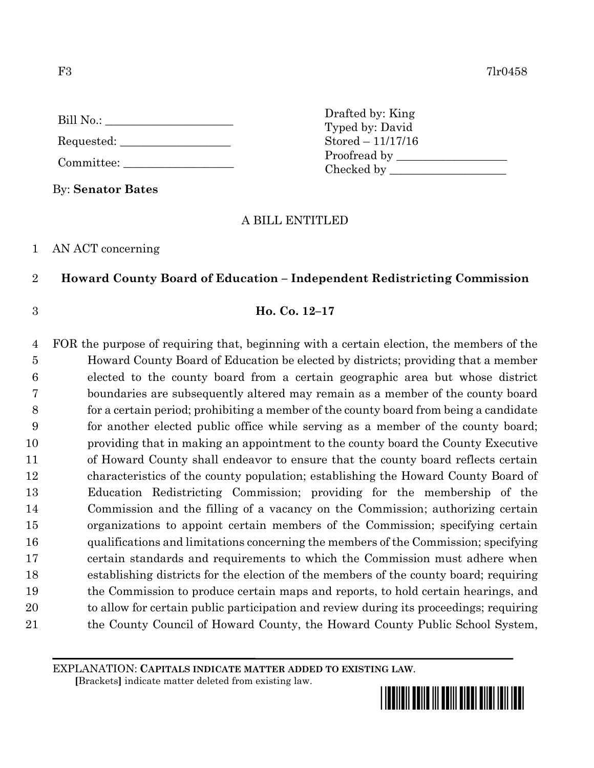F3 7lr0458

Bill No.: ____________________

Requested: __________________

Committee: __________________

Drafted by: King
Typed by: David
Stored – 11/17/16
Proofread by __________________
Checked by ___________________

By: **Senator Bates**

A BILL ENTITLED

AN ACT concerning

**Howard County Board of Education – Independent Redistricting Commission**

**Ho. Co. 12–17**

FOR the purpose of requiring that, beginning with a certain election, the members of the Howard County Board of Education be elected by districts; providing that a member elected to the county board from a certain geographic area but whose district boundaries are subsequently altered may remain as a member of the county board for a certain period; prohibiting a member of the county board from being a candidate for another elected public office while serving as a member of the county board; providing that in making an appointment to the county board the County Executive of Howard County shall endeavor to ensure that the county board reflects certain characteristics of the county population; establishing the Howard County Board of Education Redistricting Commission; providing for the membership of the Commission and the filling of a vacancy on the Commission; authorizing certain organizations to appoint certain members of the Commission; specifying certain qualifications and limitations concerning the members of the Commission; specifying certain standards and requirements to which the Commission must adhere when establishing districts for the election of the members of the county board; requiring the Commission to produce certain maps and reports, to hold certain hearings, and to allow for certain public participation and review during its proceedings; requiring the County Council of Howard County, the Howard County Public School System,

EXPLANATION: **CAPITALS INDICATE MATTER ADDED TO EXISTING LAW.**
**[**Brackets**]** indicate matter deleted from existing law.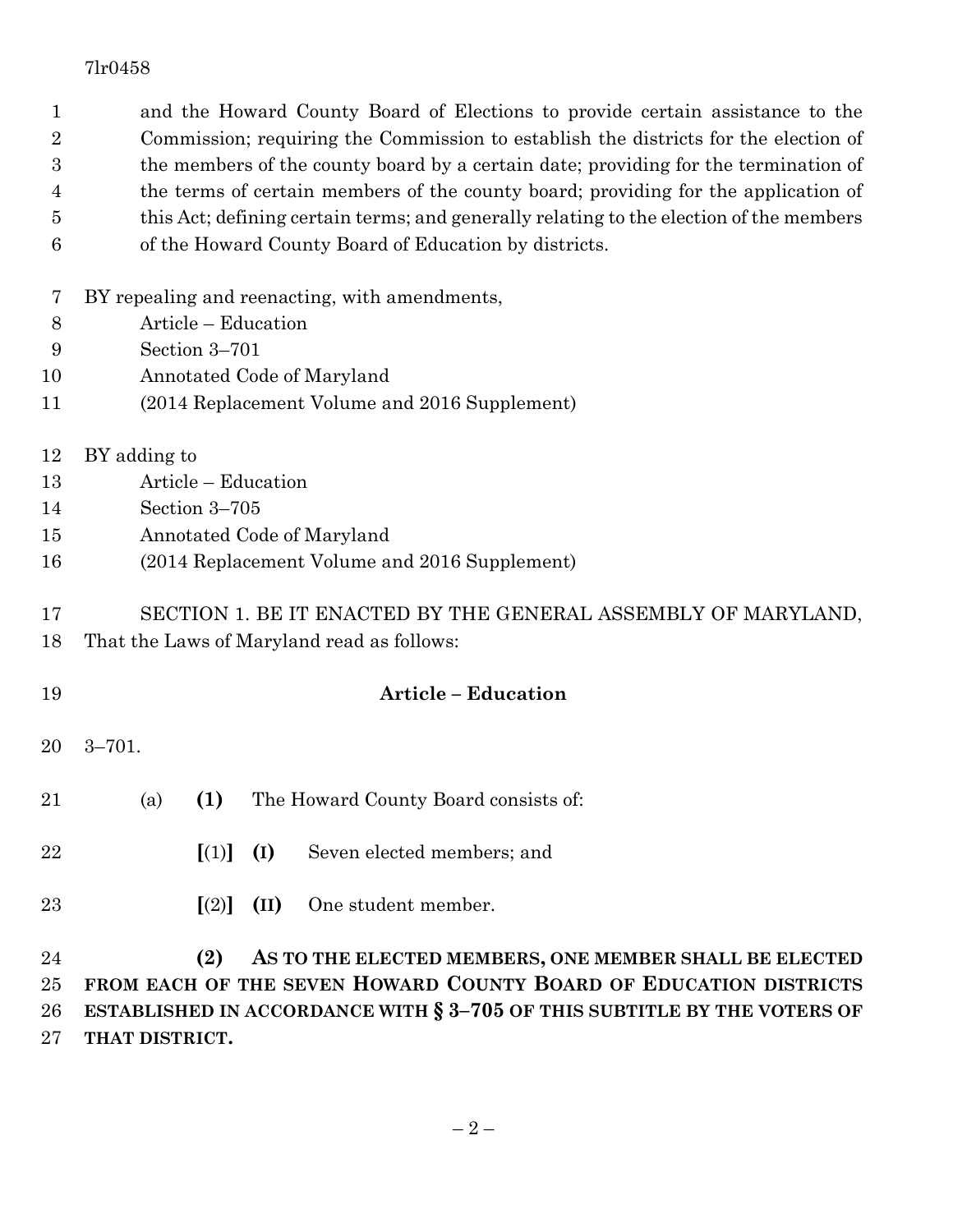and the Howard County Board of Elections to provide certain assistance to the Commission; requiring the Commission to establish the districts for the election of the members of the county board by a certain date; providing for the termination of the terms of certain members of the county board; providing for the application of this Act; defining certain terms; and generally relating to the election of the members of the Howard County Board of Education by districts.

BY repealing and reenacting, with amendments,
Article – Education
Section 3–701
Annotated Code of Maryland
(2014 Replacement Volume and 2016 Supplement)

BY adding to
Article – Education
Section 3–705
Annotated Code of Maryland
(2014 Replacement Volume and 2016 Supplement)

SECTION 1. BE IT ENACTED BY THE GENERAL ASSEMBLY OF MARYLAND, That the Laws of Maryland read as follows:

**Article – Education**

3–701.

(a) **(1)** The Howard County Board consists of:

**[**(1)**]** **(I)** Seven elected members; and

**[**(2)**]** **(II)** One student member.

**(2) AS TO THE ELECTED MEMBERS, ONE MEMBER SHALL BE ELECTED FROM EACH OF THE SEVEN HOWARD COUNTY BOARD OF EDUCATION DISTRICTS ESTABLISHED IN ACCORDANCE WITH § 3–705 OF THIS SUBTITLE BY THE VOTERS OF THAT DISTRICT.**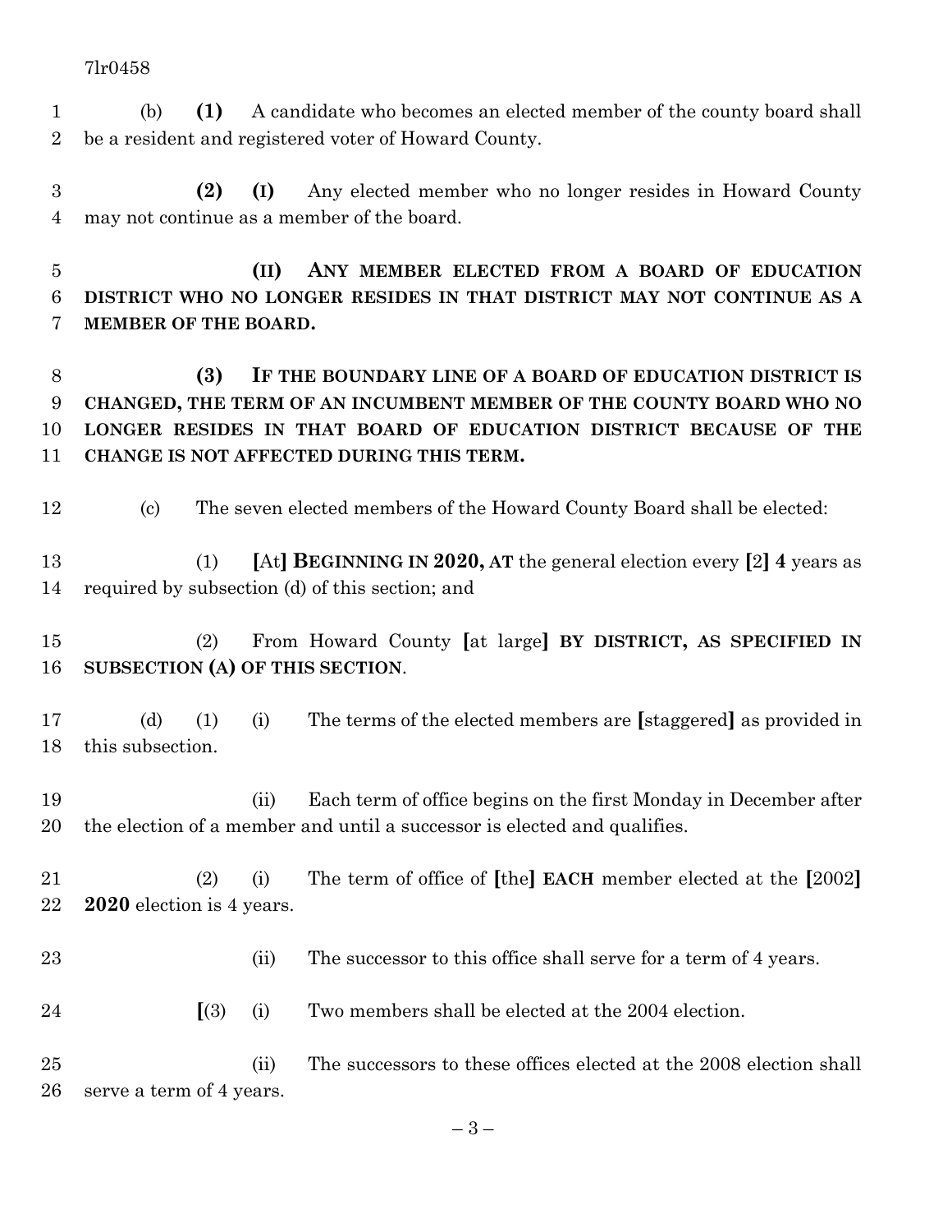(b) **(1)** A candidate who becomes an elected member of the county board shall be a resident and registered voter of Howard County.

**(2)** **(I)** Any elected member who no longer resides in Howard County may not continue as a member of the board.

**(II) ANY MEMBER ELECTED FROM A BOARD OF EDUCATION DISTRICT WHO NO LONGER RESIDES IN THAT DISTRICT MAY NOT CONTINUE AS A MEMBER OF THE BOARD.**

**(3) IF THE BOUNDARY LINE OF A BOARD OF EDUCATION DISTRICT IS CHANGED, THE TERM OF AN INCUMBENT MEMBER OF THE COUNTY BOARD WHO NO LONGER RESIDES IN THAT BOARD OF EDUCATION DISTRICT BECAUSE OF THE CHANGE IS NOT AFFECTED DURING THIS TERM.**

(c) The seven elected members of the Howard County Board shall be elected:

(1) **[**At**] BEGINNING IN 2020, AT** the general election every **[**2**] 4** years as required by subsection (d) of this section; and

(2) From Howard County **[**at large**] BY DISTRICT, AS SPECIFIED IN SUBSECTION (A) OF THIS SECTION**.

(d) (1) (i) The terms of the elected members are **[**staggered**]** as provided in this subsection.

(ii) Each term of office begins on the first Monday in December after the election of a member and until a successor is elected and qualifies.

(2) (i) The term of office of **[**the**] EACH** member elected at the **[**2002**] 2020** election is 4 years.

(ii) The successor to this office shall serve for a term of 4 years.

**[**(3) (i) Two members shall be elected at the 2004 election.

(ii) The successors to these offices elected at the 2008 election shall serve a term of 4 years.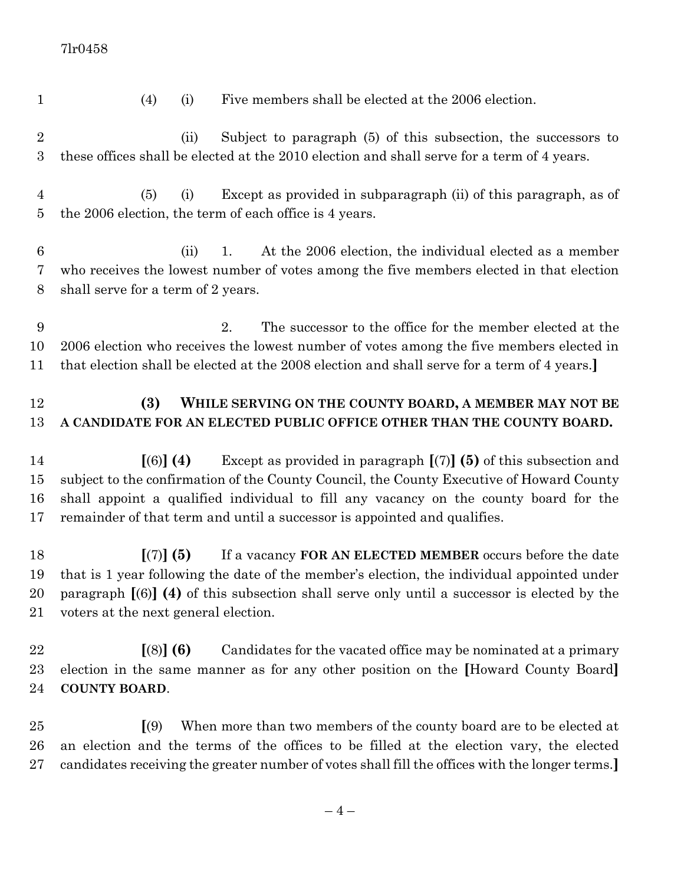(4) (i) Five members shall be elected at the 2006 election.

(ii) Subject to paragraph (5) of this subsection, the successors to these offices shall be elected at the 2010 election and shall serve for a term of 4 years.

(5) (i) Except as provided in subparagraph (ii) of this paragraph, as of the 2006 election, the term of each office is 4 years.

(ii) 1. At the 2006 election, the individual elected as a member who receives the lowest number of votes among the five members elected in that election shall serve for a term of 2 years.

2. The successor to the office for the member elected at the 2006 election who receives the lowest number of votes among the five members elected in that election shall be elected at the 2008 election and shall serve for a term of 4 years.**]**

**(3) WHILE SERVING ON THE COUNTY BOARD, A MEMBER MAY NOT BE A CANDIDATE FOR AN ELECTED PUBLIC OFFICE OTHER THAN THE COUNTY BOARD.**

**[**(6)**] (4)** Except as provided in paragraph **[**(7)**] (5)** of this subsection and subject to the confirmation of the County Council, the County Executive of Howard County shall appoint a qualified individual to fill any vacancy on the county board for the remainder of that term and until a successor is appointed and qualifies.

**[**(7)**] (5)** If a vacancy **FOR AN ELECTED MEMBER** occurs before the date that is 1 year following the date of the member's election, the individual appointed under paragraph **[**(6)**] (4)** of this subsection shall serve only until a successor is elected by the voters at the next general election.

**[**(8)**] (6)** Candidates for the vacated office may be nominated at a primary election in the same manner as for any other position on the **[**Howard County Board**] COUNTY BOARD**.

**[**(9) When more than two members of the county board are to be elected at an election and the terms of the offices to be filled at the election vary, the elected candidates receiving the greater number of votes shall fill the offices with the longer terms.**]**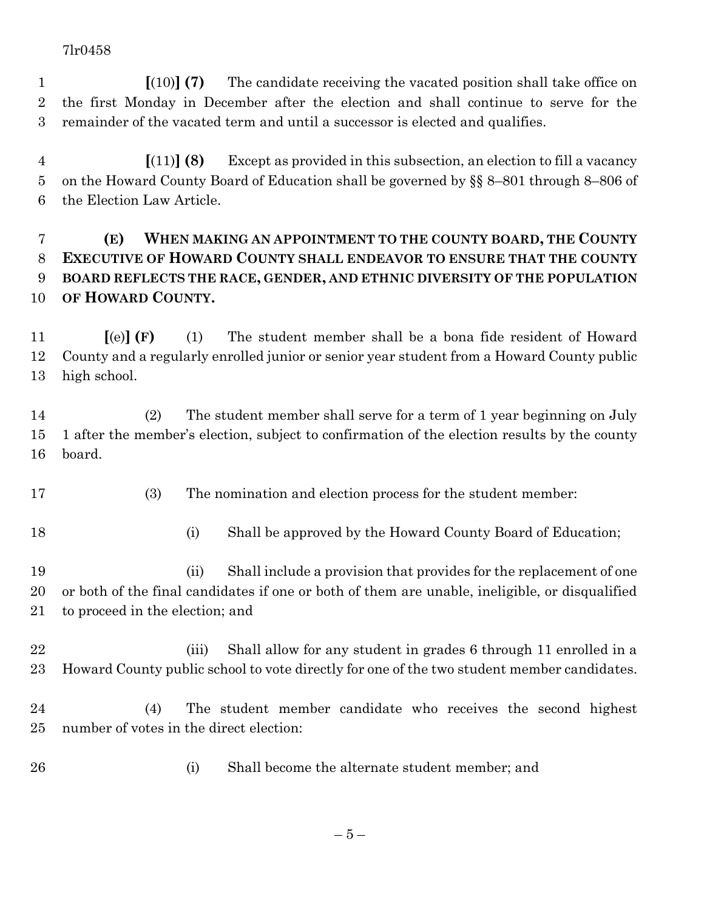**[**(10)**] (7)** The candidate receiving the vacated position shall take office on the first Monday in December after the election and shall continue to serve for the remainder of the vacated term and until a successor is elected and qualifies.

**[**(11)**] (8)** Except as provided in this subsection, an election to fill a vacancy on the Howard County Board of Education shall be governed by §§ 8–801 through 8–806 of the Election Law Article.

**(E) WHEN MAKING AN APPOINTMENT TO THE COUNTY BOARD, THE COUNTY EXECUTIVE OF HOWARD COUNTY SHALL ENDEAVOR TO ENSURE THAT THE COUNTY BOARD REFLECTS THE RACE, GENDER, AND ETHNIC DIVERSITY OF THE POPULATION OF HOWARD COUNTY.**

**[**(e)**] (F)** (1) The student member shall be a bona fide resident of Howard County and a regularly enrolled junior or senior year student from a Howard County public high school.

(2) The student member shall serve for a term of 1 year beginning on July 1 after the member's election, subject to confirmation of the election results by the county board.

(3) The nomination and election process for the student member:

(i) Shall be approved by the Howard County Board of Education;

(ii) Shall include a provision that provides for the replacement of one or both of the final candidates if one or both of them are unable, ineligible, or disqualified to proceed in the election; and

(iii) Shall allow for any student in grades 6 through 11 enrolled in a Howard County public school to vote directly for one of the two student member candidates.

(4) The student member candidate who receives the second highest number of votes in the direct election:

(i) Shall become the alternate student member; and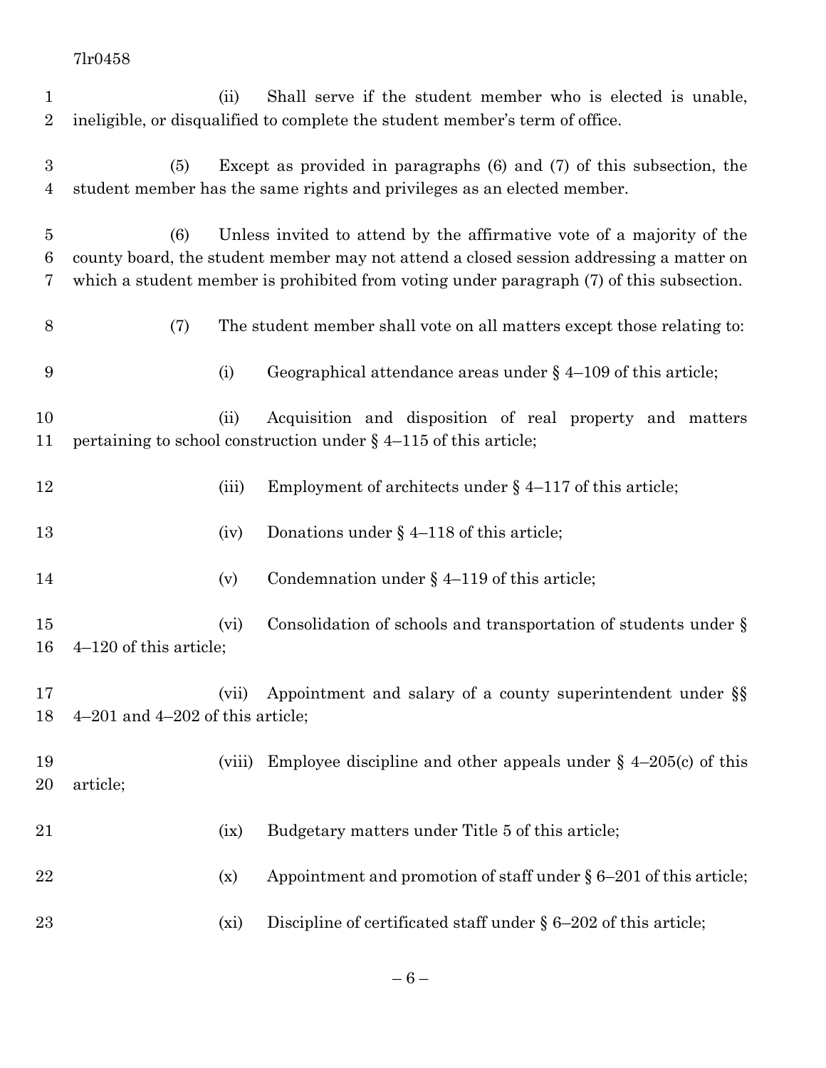(ii) Shall serve if the student member who is elected is unable, ineligible, or disqualified to complete the student member's term of office.

(5) Except as provided in paragraphs (6) and (7) of this subsection, the student member has the same rights and privileges as an elected member.

(6) Unless invited to attend by the affirmative vote of a majority of the county board, the student member may not attend a closed session addressing a matter on which a student member is prohibited from voting under paragraph (7) of this subsection.

(7) The student member shall vote on all matters except those relating to:

(i) Geographical attendance areas under § 4–109 of this article;

(ii) Acquisition and disposition of real property and matters pertaining to school construction under § 4–115 of this article;

(iii) Employment of architects under § 4–117 of this article;

(iv) Donations under § 4–118 of this article;

(v) Condemnation under § 4–119 of this article;

(vi) Consolidation of schools and transportation of students under § 4–120 of this article;

(vii) Appointment and salary of a county superintendent under §§ 4–201 and 4–202 of this article;

(viii) Employee discipline and other appeals under § 4–205(c) of this article;

(ix) Budgetary matters under Title 5 of this article;

(x) Appointment and promotion of staff under § 6–201 of this article;

(xi) Discipline of certificated staff under § 6–202 of this article;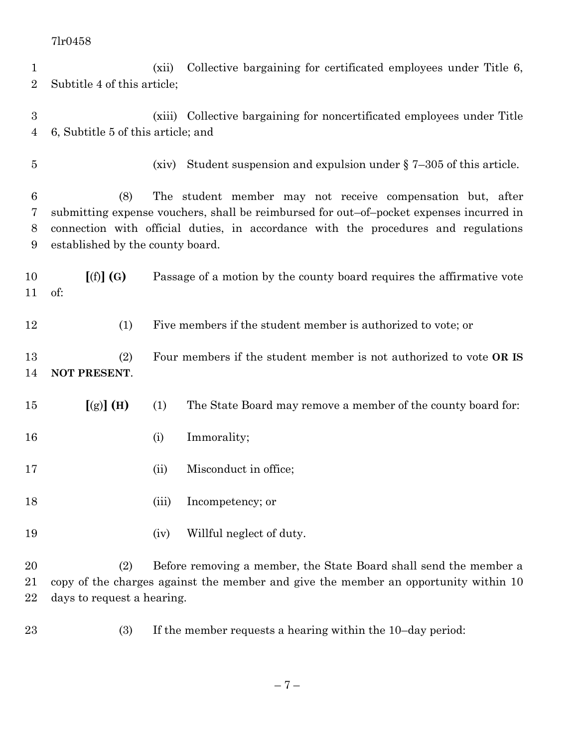(xii) Collective bargaining for certificated employees under Title 6, Subtitle 4 of this article;

(xiii) Collective bargaining for noncertificated employees under Title 6, Subtitle 5 of this article; and

(xiv) Student suspension and expulsion under § 7–305 of this article.

(8) The student member may not receive compensation but, after submitting expense vouchers, shall be reimbursed for out–of–pocket expenses incurred in connection with official duties, in accordance with the procedures and regulations established by the county board.

**[**(f)**]** **(G)** Passage of a motion by the county board requires the affirmative vote of:

(1) Five members if the student member is authorized to vote; or

(2) Four members if the student member is not authorized to vote **OR IS NOT PRESENT**.

**[**(g)**]** **(H)** (1) The State Board may remove a member of the county board for:

(i) Immorality;

(ii) Misconduct in office;

(iii) Incompetency; or

(iv) Willful neglect of duty.

(2) Before removing a member, the State Board shall send the member a copy of the charges against the member and give the member an opportunity within 10 days to request a hearing.

(3) If the member requests a hearing within the 10–day period: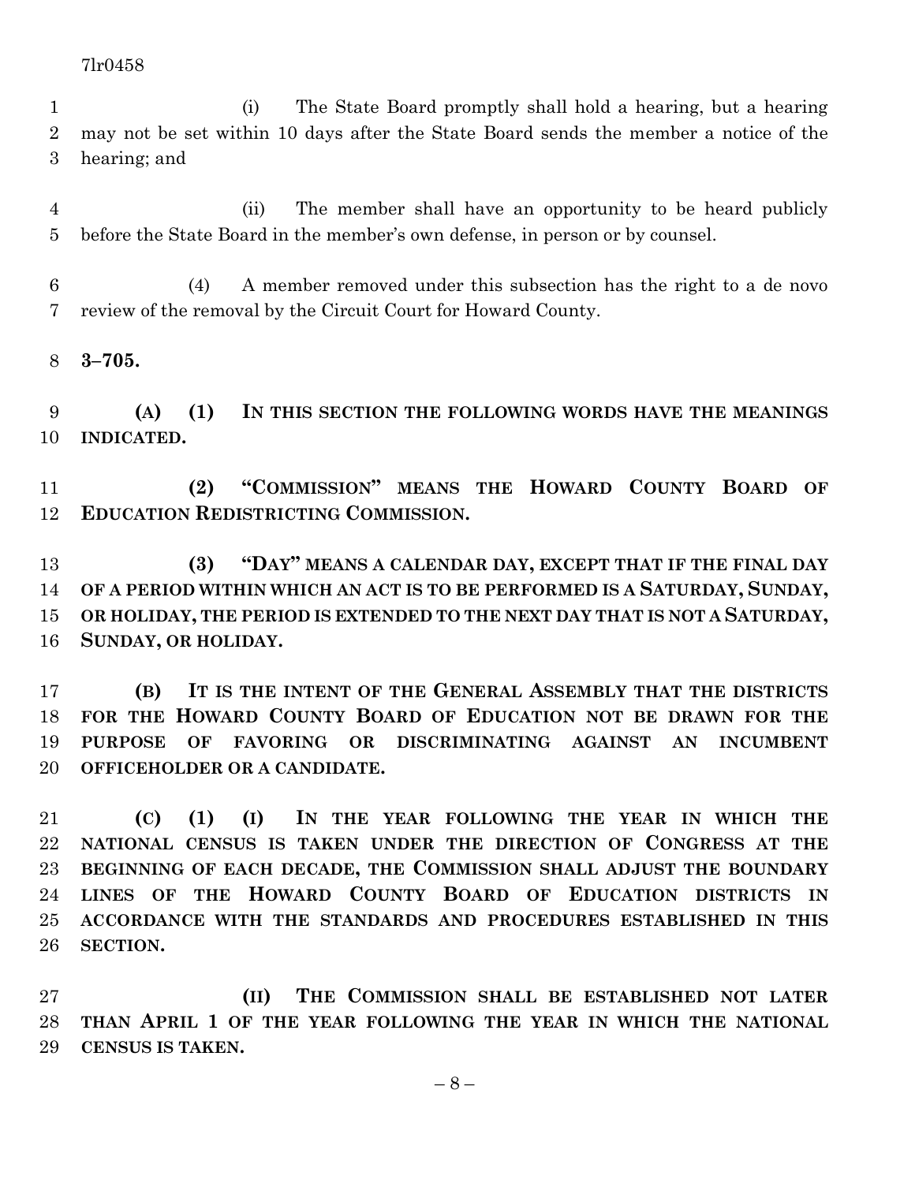(i) The State Board promptly shall hold a hearing, but a hearing may not be set within 10 days after the State Board sends the member a notice of the hearing; and

(ii) The member shall have an opportunity to be heard publicly before the State Board in the member's own defense, in person or by counsel.

(4) A member removed under this subsection has the right to a de novo review of the removal by the Circuit Court for Howard County.

**3–705.**

**(A) (1) IN THIS SECTION THE FOLLOWING WORDS HAVE THE MEANINGS INDICATED.**

**(2) "COMMISSION" MEANS THE HOWARD COUNTY BOARD OF EDUCATION REDISTRICTING COMMISSION.**

**(3) "DAY" MEANS A CALENDAR DAY, EXCEPT THAT IF THE FINAL DAY OF A PERIOD WITHIN WHICH AN ACT IS TO BE PERFORMED IS A SATURDAY, SUNDAY, OR HOLIDAY, THE PERIOD IS EXTENDED TO THE NEXT DAY THAT IS NOT A SATURDAY, SUNDAY, OR HOLIDAY.**

**(B) IT IS THE INTENT OF THE GENERAL ASSEMBLY THAT THE DISTRICTS FOR THE HOWARD COUNTY BOARD OF EDUCATION NOT BE DRAWN FOR THE PURPOSE OF FAVORING OR DISCRIMINATING AGAINST AN INCUMBENT OFFICEHOLDER OR A CANDIDATE.**

**(C) (1) (I) IN THE YEAR FOLLOWING THE YEAR IN WHICH THE NATIONAL CENSUS IS TAKEN UNDER THE DIRECTION OF CONGRESS AT THE BEGINNING OF EACH DECADE, THE COMMISSION SHALL ADJUST THE BOUNDARY LINES OF THE HOWARD COUNTY BOARD OF EDUCATION DISTRICTS IN ACCORDANCE WITH THE STANDARDS AND PROCEDURES ESTABLISHED IN THIS SECTION.**

**(II) THE COMMISSION SHALL BE ESTABLISHED NOT LATER THAN APRIL 1 OF THE YEAR FOLLOWING THE YEAR IN WHICH THE NATIONAL CENSUS IS TAKEN.**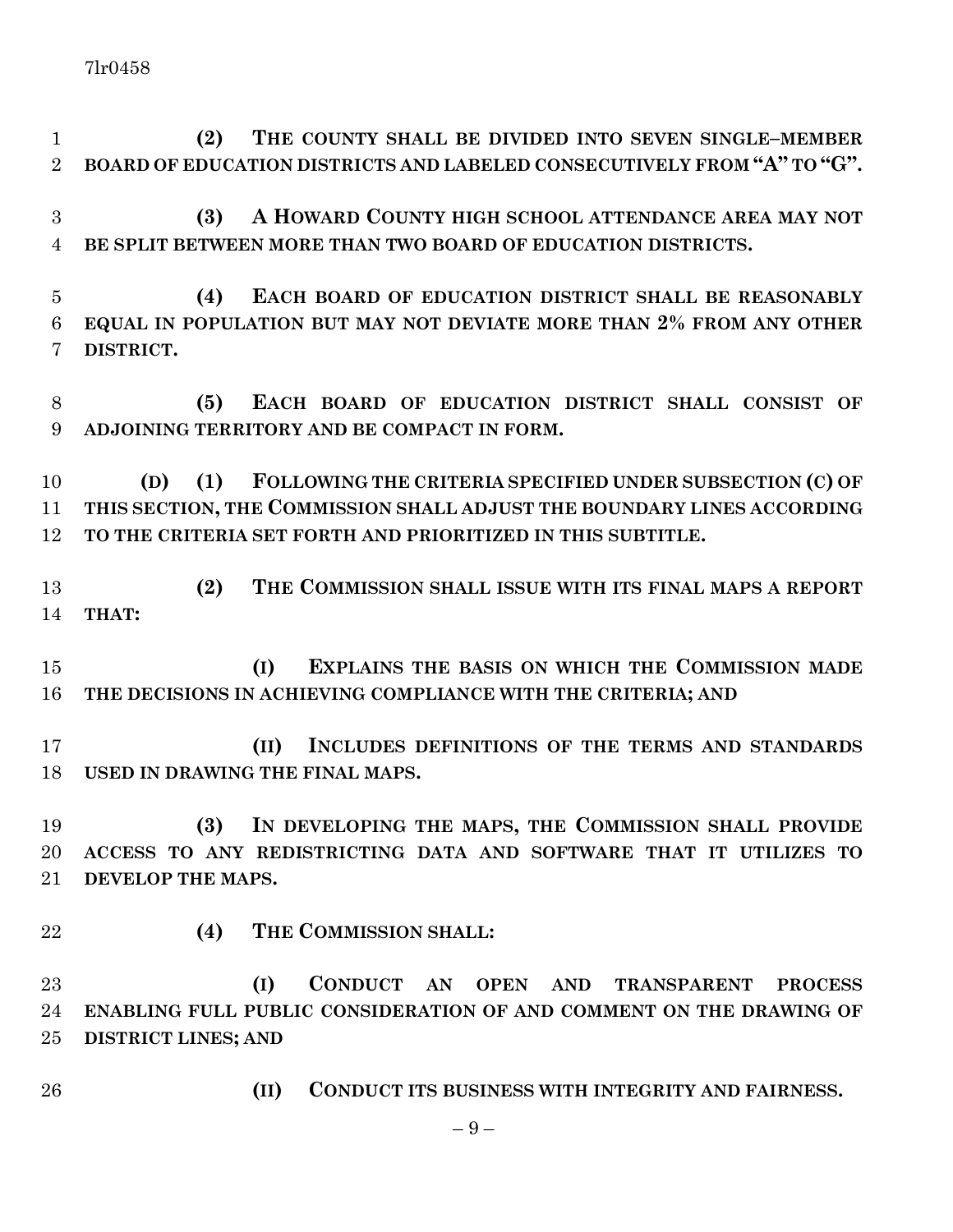**(2) THE COUNTY SHALL BE DIVIDED INTO SEVEN SINGLE–MEMBER BOARD OF EDUCATION DISTRICTS AND LABELED CONSECUTIVELY FROM "A" TO "G".**

**(3) A HOWARD COUNTY HIGH SCHOOL ATTENDANCE AREA MAY NOT BE SPLIT BETWEEN MORE THAN TWO BOARD OF EDUCATION DISTRICTS.**

**(4) EACH BOARD OF EDUCATION DISTRICT SHALL BE REASONABLY EQUAL IN POPULATION BUT MAY NOT DEVIATE MORE THAN 2% FROM ANY OTHER DISTRICT.**

**(5) EACH BOARD OF EDUCATION DISTRICT SHALL CONSIST OF ADJOINING TERRITORY AND BE COMPACT IN FORM.**

**(D) (1) FOLLOWING THE CRITERIA SPECIFIED UNDER SUBSECTION (C) OF THIS SECTION, THE COMMISSION SHALL ADJUST THE BOUNDARY LINES ACCORDING TO THE CRITERIA SET FORTH AND PRIORITIZED IN THIS SUBTITLE.**

**(2) THE COMMISSION SHALL ISSUE WITH ITS FINAL MAPS A REPORT THAT:**

**(I) EXPLAINS THE BASIS ON WHICH THE COMMISSION MADE THE DECISIONS IN ACHIEVING COMPLIANCE WITH THE CRITERIA; AND**

**(II) INCLUDES DEFINITIONS OF THE TERMS AND STANDARDS USED IN DRAWING THE FINAL MAPS.**

**(3) IN DEVELOPING THE MAPS, THE COMMISSION SHALL PROVIDE ACCESS TO ANY REDISTRICTING DATA AND SOFTWARE THAT IT UTILIZES TO DEVELOP THE MAPS.**

**(4) THE COMMISSION SHALL:**

**(I) CONDUCT AN OPEN AND TRANSPARENT PROCESS ENABLING FULL PUBLIC CONSIDERATION OF AND COMMENT ON THE DRAWING OF DISTRICT LINES; AND**

**(II) CONDUCT ITS BUSINESS WITH INTEGRITY AND FAIRNESS.**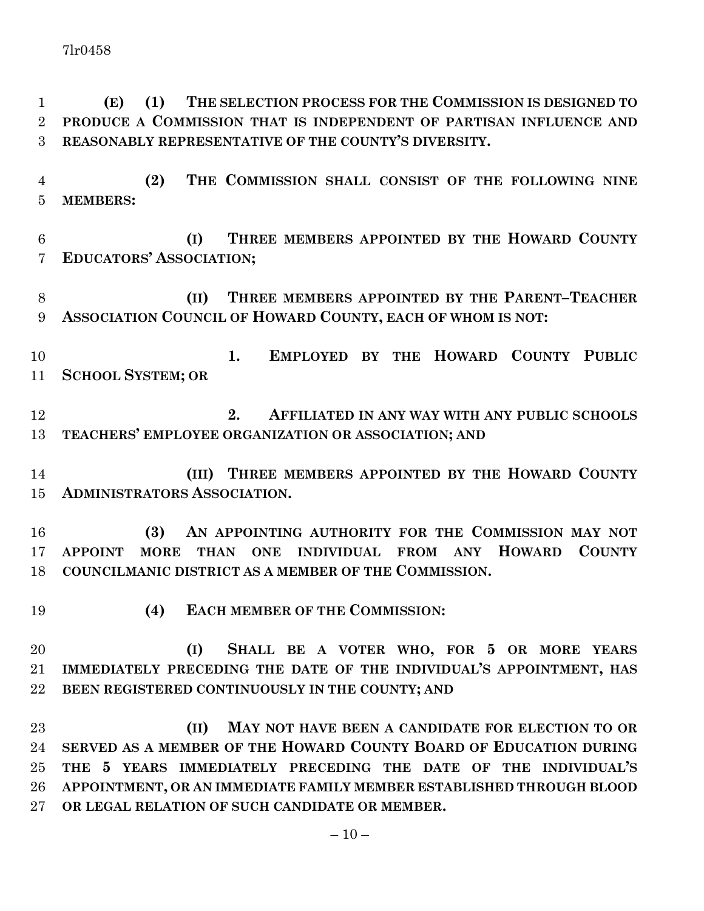**(E) (1) THE SELECTION PROCESS FOR THE COMMISSION IS DESIGNED TO PRODUCE A COMMISSION THAT IS INDEPENDENT OF PARTISAN INFLUENCE AND REASONABLY REPRESENTATIVE OF THE COUNTY'S DIVERSITY.**

**(2) THE COMMISSION SHALL CONSIST OF THE FOLLOWING NINE MEMBERS:**

**(I) THREE MEMBERS APPOINTED BY THE HOWARD COUNTY EDUCATORS' ASSOCIATION;**

**(II) THREE MEMBERS APPOINTED BY THE PARENT–TEACHER ASSOCIATION COUNCIL OF HOWARD COUNTY, EACH OF WHOM IS NOT:**

**1. EMPLOYED BY THE HOWARD COUNTY PUBLIC SCHOOL SYSTEM; OR**

**2. AFFILIATED IN ANY WAY WITH ANY PUBLIC SCHOOLS TEACHERS' EMPLOYEE ORGANIZATION OR ASSOCIATION; AND**

**(III) THREE MEMBERS APPOINTED BY THE HOWARD COUNTY ADMINISTRATORS ASSOCIATION.**

**(3) AN APPOINTING AUTHORITY FOR THE COMMISSION MAY NOT APPOINT MORE THAN ONE INDIVIDUAL FROM ANY HOWARD COUNTY COUNCILMANIC DISTRICT AS A MEMBER OF THE COMMISSION.**

**(4) EACH MEMBER OF THE COMMISSION:**

**(I) SHALL BE A VOTER WHO, FOR 5 OR MORE YEARS IMMEDIATELY PRECEDING THE DATE OF THE INDIVIDUAL'S APPOINTMENT, HAS BEEN REGISTERED CONTINUOUSLY IN THE COUNTY; AND**

**(II) MAY NOT HAVE BEEN A CANDIDATE FOR ELECTION TO OR SERVED AS A MEMBER OF THE HOWARD COUNTY BOARD OF EDUCATION DURING THE 5 YEARS IMMEDIATELY PRECEDING THE DATE OF THE INDIVIDUAL'S APPOINTMENT, OR AN IMMEDIATE FAMILY MEMBER ESTABLISHED THROUGH BLOOD OR LEGAL RELATION OF SUCH CANDIDATE OR MEMBER.**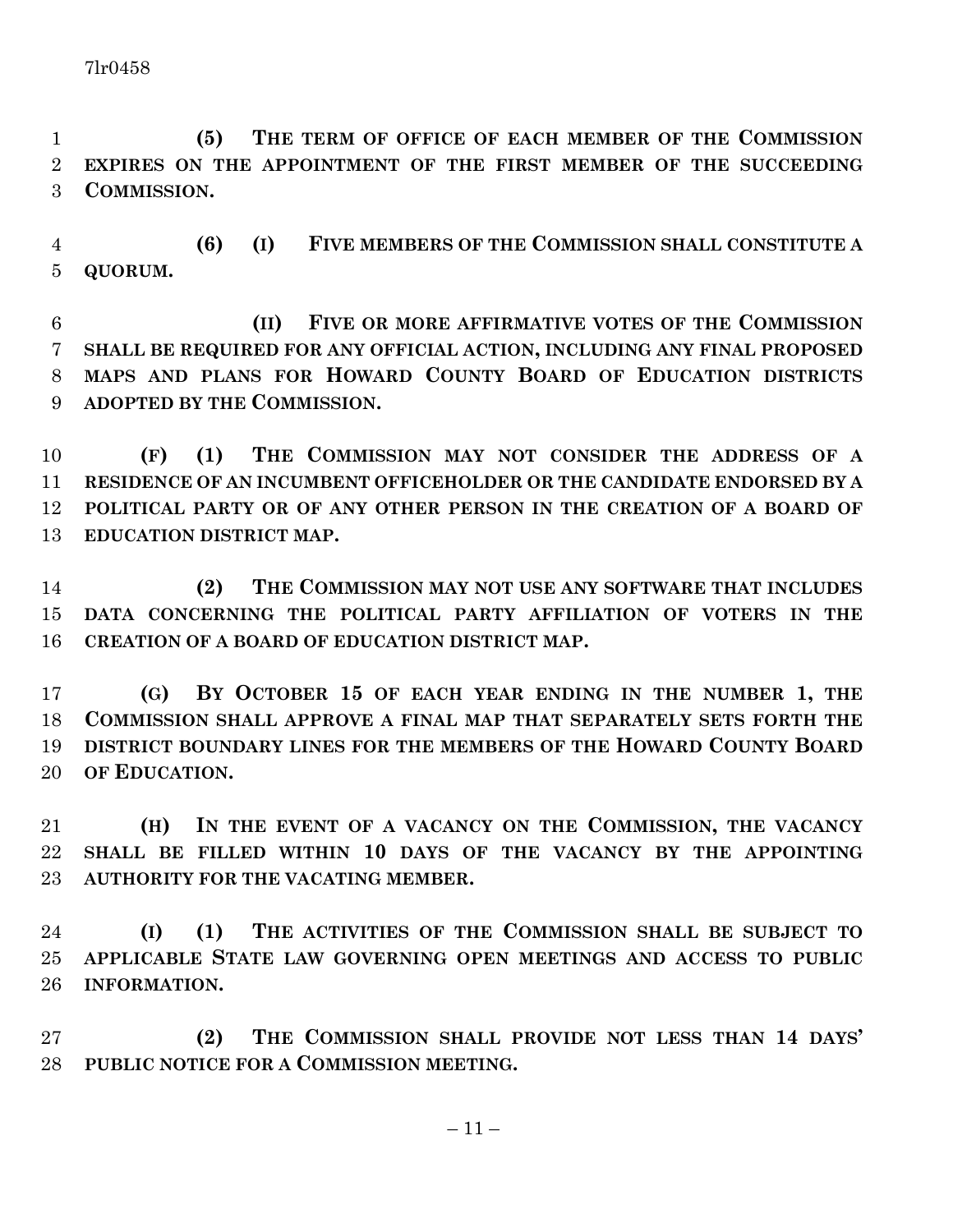**(5) THE TERM OF OFFICE OF EACH MEMBER OF THE COMMISSION EXPIRES ON THE APPOINTMENT OF THE FIRST MEMBER OF THE SUCCEEDING COMMISSION.**

**(6) (I) FIVE MEMBERS OF THE COMMISSION SHALL CONSTITUTE A QUORUM.**

**(II) FIVE OR MORE AFFIRMATIVE VOTES OF THE COMMISSION SHALL BE REQUIRED FOR ANY OFFICIAL ACTION, INCLUDING ANY FINAL PROPOSED MAPS AND PLANS FOR HOWARD COUNTY BOARD OF EDUCATION DISTRICTS ADOPTED BY THE COMMISSION.**

**(F) (1) THE COMMISSION MAY NOT CONSIDER THE ADDRESS OF A RESIDENCE OF AN INCUMBENT OFFICEHOLDER OR THE CANDIDATE ENDORSED BY A POLITICAL PARTY OR OF ANY OTHER PERSON IN THE CREATION OF A BOARD OF EDUCATION DISTRICT MAP.**

**(2) THE COMMISSION MAY NOT USE ANY SOFTWARE THAT INCLUDES DATA CONCERNING THE POLITICAL PARTY AFFILIATION OF VOTERS IN THE CREATION OF A BOARD OF EDUCATION DISTRICT MAP.**

**(G) BY OCTOBER 15 OF EACH YEAR ENDING IN THE NUMBER 1, THE COMMISSION SHALL APPROVE A FINAL MAP THAT SEPARATELY SETS FORTH THE DISTRICT BOUNDARY LINES FOR THE MEMBERS OF THE HOWARD COUNTY BOARD OF EDUCATION.**

**(H) IN THE EVENT OF A VACANCY ON THE COMMISSION, THE VACANCY SHALL BE FILLED WITHIN 10 DAYS OF THE VACANCY BY THE APPOINTING AUTHORITY FOR THE VACATING MEMBER.**

**(I) (1) THE ACTIVITIES OF THE COMMISSION SHALL BE SUBJECT TO APPLICABLE STATE LAW GOVERNING OPEN MEETINGS AND ACCESS TO PUBLIC INFORMATION.**

**(2) THE COMMISSION SHALL PROVIDE NOT LESS THAN 14 DAYS' PUBLIC NOTICE FOR A COMMISSION MEETING.**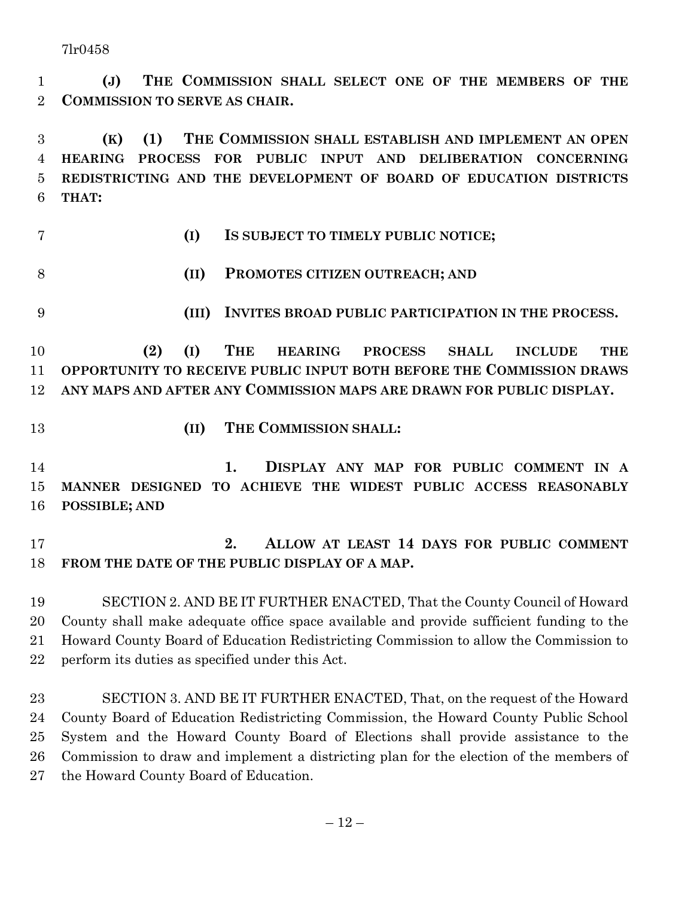**(J) THE COMMISSION SHALL SELECT ONE OF THE MEMBERS OF THE COMMISSION TO SERVE AS CHAIR.**

**(K) (1) THE COMMISSION SHALL ESTABLISH AND IMPLEMENT AN OPEN HEARING PROCESS FOR PUBLIC INPUT AND DELIBERATION CONCERNING REDISTRICTING AND THE DEVELOPMENT OF BOARD OF EDUCATION DISTRICTS THAT:**

**(I) IS SUBJECT TO TIMELY PUBLIC NOTICE;**

**(II) PROMOTES CITIZEN OUTREACH; AND**

**(III) INVITES BROAD PUBLIC PARTICIPATION IN THE PROCESS.**

**(2) (I) THE HEARING PROCESS SHALL INCLUDE THE OPPORTUNITY TO RECEIVE PUBLIC INPUT BOTH BEFORE THE COMMISSION DRAWS ANY MAPS AND AFTER ANY COMMISSION MAPS ARE DRAWN FOR PUBLIC DISPLAY.**

**(II) THE COMMISSION SHALL:**

**1. DISPLAY ANY MAP FOR PUBLIC COMMENT IN A MANNER DESIGNED TO ACHIEVE THE WIDEST PUBLIC ACCESS REASONABLY POSSIBLE; AND**

**2. ALLOW AT LEAST 14 DAYS FOR PUBLIC COMMENT FROM THE DATE OF THE PUBLIC DISPLAY OF A MAP.**

SECTION 2. AND BE IT FURTHER ENACTED, That the County Council of Howard County shall make adequate office space available and provide sufficient funding to the Howard County Board of Education Redistricting Commission to allow the Commission to perform its duties as specified under this Act.

SECTION 3. AND BE IT FURTHER ENACTED, That, on the request of the Howard County Board of Education Redistricting Commission, the Howard County Public School System and the Howard County Board of Elections shall provide assistance to the Commission to draw and implement a districting plan for the election of the members of the Howard County Board of Education.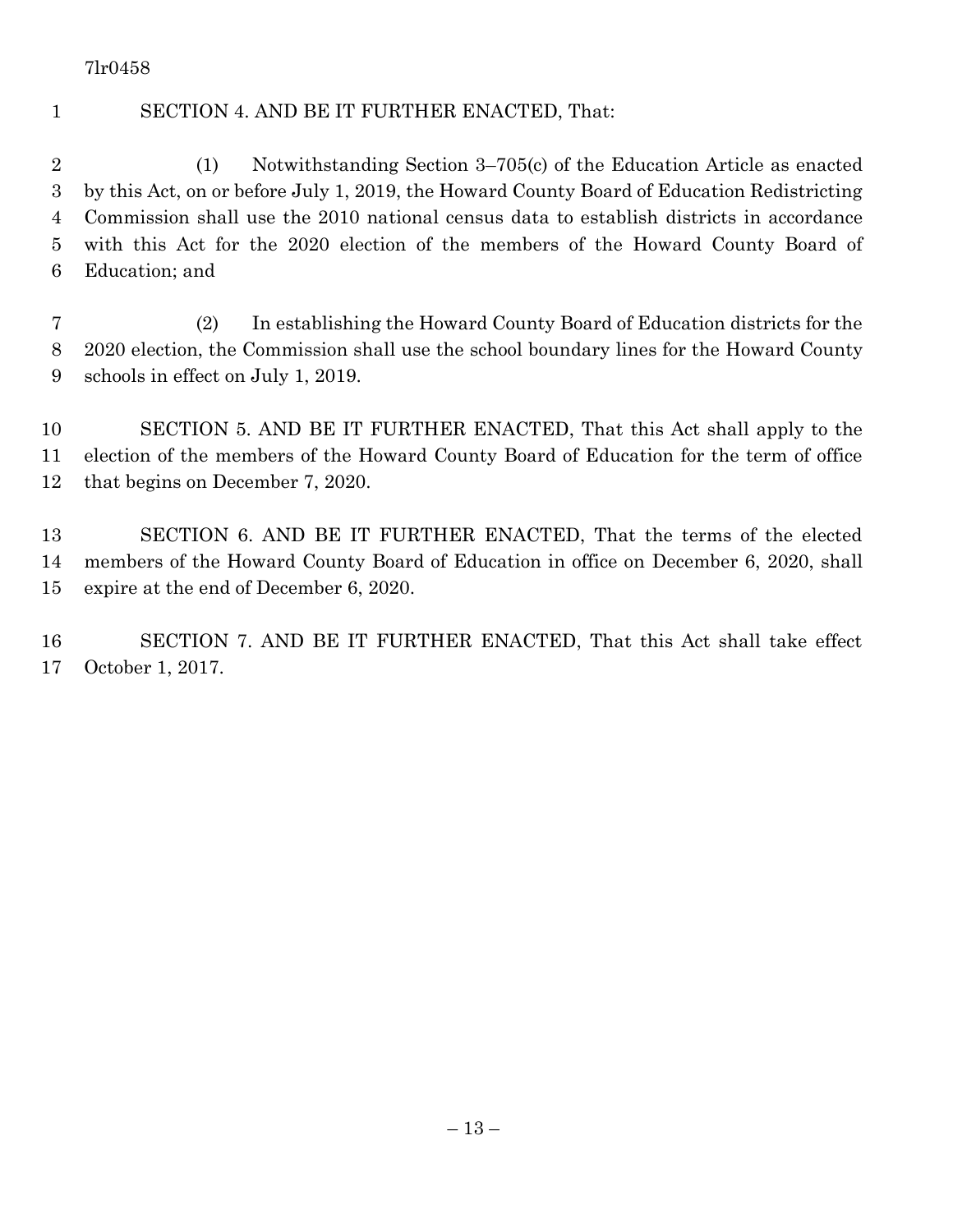SECTION 4. AND BE IT FURTHER ENACTED, That:

(1) Notwithstanding Section 3–705(c) of the Education Article as enacted by this Act, on or before July 1, 2019, the Howard County Board of Education Redistricting Commission shall use the 2010 national census data to establish districts in accordance with this Act for the 2020 election of the members of the Howard County Board of Education; and

(2) In establishing the Howard County Board of Education districts for the 2020 election, the Commission shall use the school boundary lines for the Howard County schools in effect on July 1, 2019.

SECTION 5. AND BE IT FURTHER ENACTED, That this Act shall apply to the election of the members of the Howard County Board of Education for the term of office that begins on December 7, 2020.

SECTION 6. AND BE IT FURTHER ENACTED, That the terms of the elected members of the Howard County Board of Education in office on December 6, 2020, shall expire at the end of December 6, 2020.

SECTION 7. AND BE IT FURTHER ENACTED, That this Act shall take effect October 1, 2017.